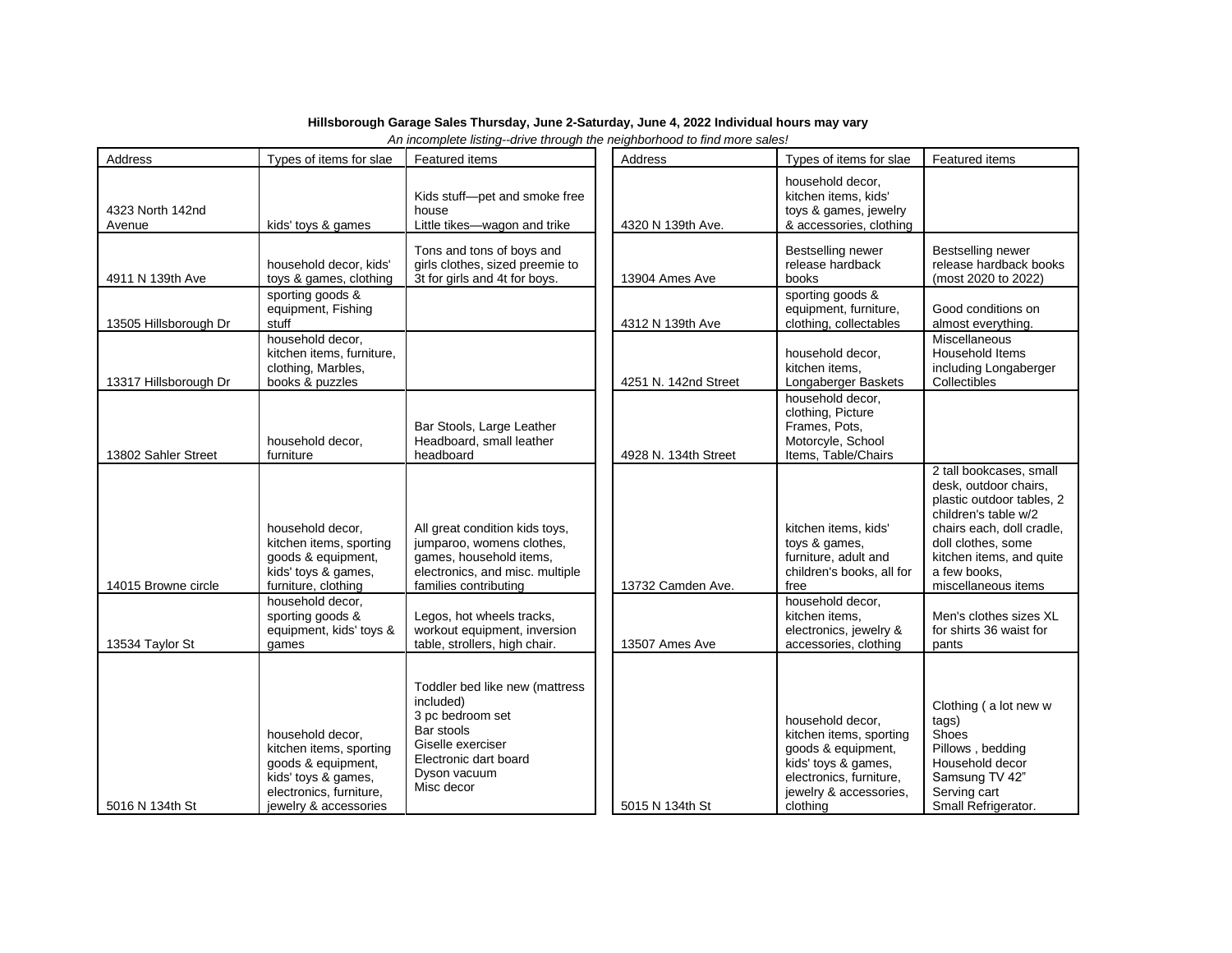**Hillsborough Garage Sales Thursday, June 2-Saturday, June 4, 2022 Individual hours may vary**

*An incomplete listing--drive through the neighborhood to find more sales!*

| Address | Types of items for slae | Featured items |
|---|---|---|
| 4323 North 142nd Avenue | kids' toys & games | Kids stuff—pet and smoke free house<br>Little tikes—wagon and trike |
| 4911 N 139th Ave | household decor, kids' toys & games, clothing | Tons and tons of boys and girls clothes, sized preemie to 3t for girls and 4t for boys. |
| 13505 Hillsborough Dr | sporting goods & equipment, Fishing stuff | |
| 13317 Hillsborough Dr | household decor, kitchen items, furniture, clothing, Marbles, books & puzzles | |
| 13802 Sahler Street | household decor, furniture | Bar Stools, Large Leather Headboard, small leather headboard |
| 14015 Browne circle | household decor, kitchen items, sporting goods & equipment, kids' toys & games, furniture, clothing | All great condition kids toys, jumparoo, womens clothes, games, household items, electronics, and misc. multiple families contributing |
| 13534 Taylor St | household decor, sporting goods & equipment, kids' toys & games | Legos, hot wheels tracks, workout equipment, inversion table, strollers, high chair. |
| 5016 N 134th St | household decor, kitchen items, sporting goods & equipment, kids' toys & games, electronics, furniture, jewelry & accessories | Toddler bed like new (mattress included)<br>3 pc bedroom set<br>Bar stools<br>Giselle exerciser<br>Electronic dart board<br>Dyson vacuum<br>Misc decor |
| 4320 N 139th Ave. | household decor, kitchen items, kids' toys & games, jewelry & accessories, clothing | |
| 13904 Ames Ave | Bestselling newer release hardback books | Bestselling newer release hardback books (most 2020 to 2022) |
| 4312 N 139th Ave | sporting goods & equipment, furniture, clothing, collectables | Good conditions on almost everything. |
| 4251 N. 142nd Street | household decor, kitchen items, Longaberger Baskets | Miscellaneous Household Items including Longaberger Collectibles |
| 4928 N. 134th Street | household decor, clothing, Picture Frames, Pots, Motorcyle, School Items, Table/Chairs | |
| 13732 Camden Ave. | kitchen items, kids' toys & games, furniture, adult and children's books, all for free | 2 tall bookcases, small desk, outdoor chairs, plastic outdoor tables, 2 children's table w/2 chairs each, doll cradle, doll clothes, some kitchen items, and quite a few books, miscellaneous items |
| 13507 Ames Ave | household decor, kitchen items, electronics, jewelry & accessories, clothing | Men's clothes sizes XL for shirts 36 waist for pants |
| 5015 N 134th St | household decor, kitchen items, sporting goods & equipment, kids' toys & games, electronics, furniture, jewelry & accessories, clothing | Clothing ( a lot new w tags)<br>Shoes<br>Pillows , bedding<br>Household decor<br>Samsung TV 42"<br>Serving cart<br>Small Refrigerator. |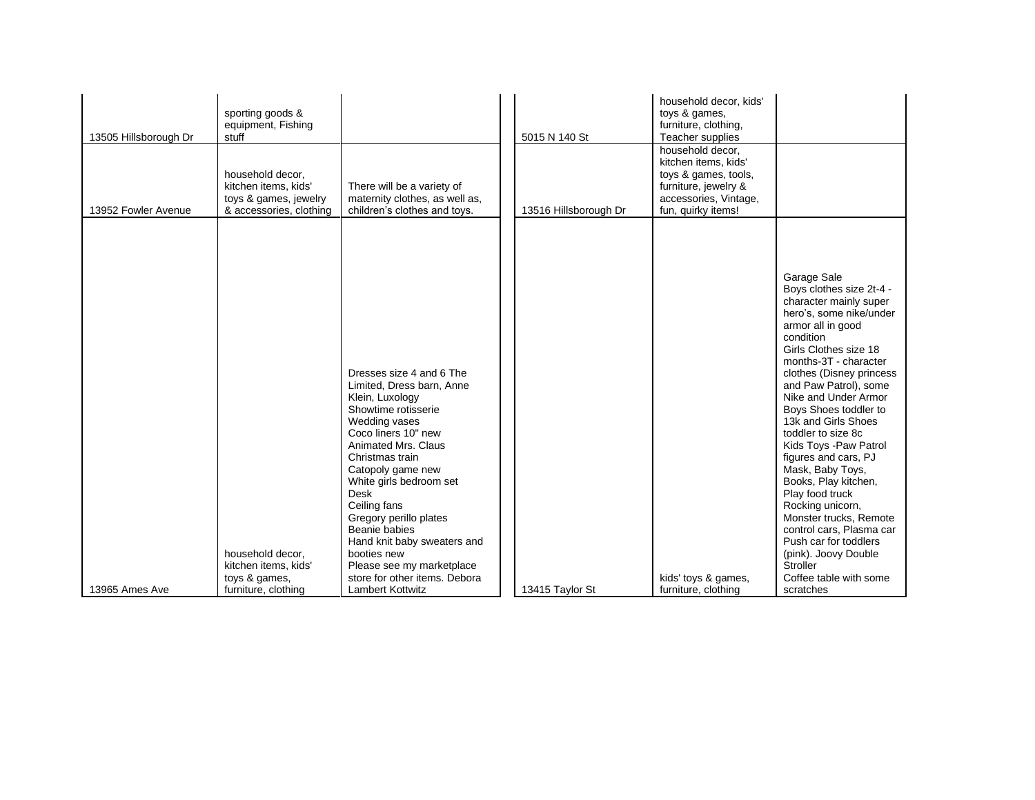| | | |
|---|---|---|
| 13505 Hillsborough Dr | sporting goods & equipment, Fishing stuff | |
| 13952 Fowler Avenue | household decor, kitchen items, kids' toys & games, jewelry & accessories, clothing | There will be a variety of maternity clothes, as well as, children's clothes and toys. |
| 13965 Ames Ave | household decor, kitchen items, kids' toys & games, furniture, clothing | Dresses size 4 and 6 The Limited, Dress barn, Anne Klein, Luxology<br>Showtime rotisserie<br>Wedding vases<br>Coco liners 10" new<br>Animated Mrs. Claus<br>Christmas train<br>Catopoly game new<br>White girls bedroom set<br>Desk<br>Ceiling fans<br>Gregory perillo plates<br>Beanie babies<br>Hand knit baby sweaters and booties new<br>Please see my marketplace store for other items. Debora Lambert Kottwitz |

| | | |
|---|---|---|
| 5015 N 140 St | household decor, kids' toys & games, furniture, clothing, Teacher supplies | |
| 13516 Hillsborough Dr | household decor, kitchen items, kids' toys & games, tools, furniture, jewelry & accessories, Vintage, fun, quirky items! | |
| 13415 Taylor St | kids' toys & games, furniture, clothing | Garage Sale<br>Boys clothes size 2t-4 - character mainly super hero's, some nike/under armor all in good condition<br>Girls Clothes size 18 months-3T - character clothes (Disney princess and Paw Patrol), some Nike and Under Armor<br>Boys Shoes toddler to 13k and Girls Shoes toddler to size 8c<br>Kids Toys -Paw Patrol figures and cars, PJ Mask, Baby Toys, Books, Play kitchen, Play food truck<br>Rocking unicorn, Monster trucks, Remote control cars, Plasma car Push car for toddlers (pink). Joovy Double Stroller<br>Coffee table with some scratches |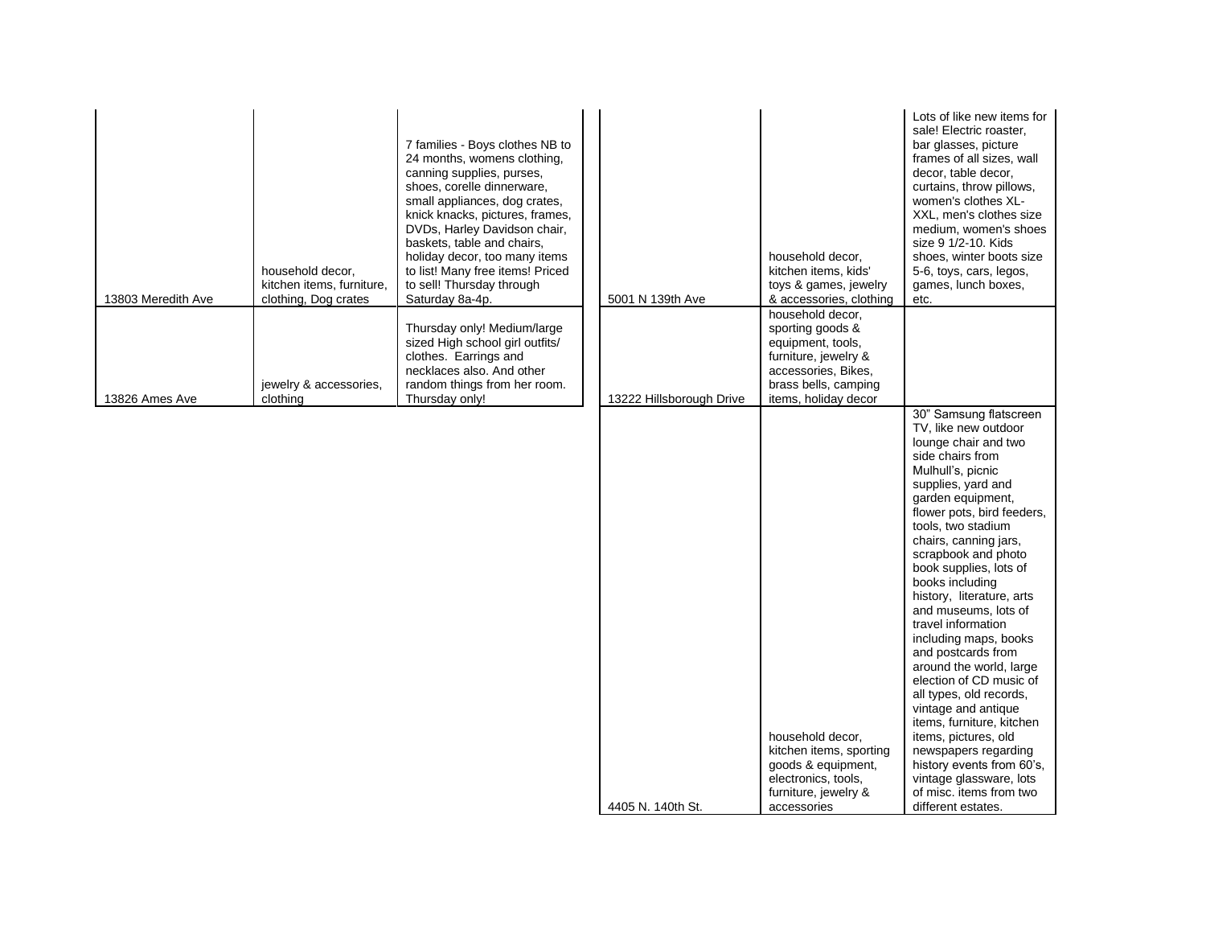| | | |
|---|---|---|
| 13803 Meredith Ave | household decor, kitchen items, furniture, clothing, Dog crates | 7 families - Boys clothes NB to 24 months, womens clothing, canning supplies, purses, shoes, corelle dinnerware, small appliances, dog crates, knick knacks, pictures, frames, DVDs, Harley Davidson chair, baskets, table and chairs, holiday decor, too many items to list! Many free items! Priced to sell! Thursday through Saturday 8a-4p. |
| 13826 Ames Ave | jewelry & accessories, clothing | Thursday only! Medium/large sized High school girl outfits/ clothes. Earrings and necklaces also. And other random things from her room. Thursday only! |

| | | |
|---|---|---|
| 5001 N 139th Ave | household decor, kitchen items, kids' toys & games, jewelry & accessories, clothing | Lots of like new items for sale! Electric roaster, bar glasses, picture frames of all sizes, wall decor, table decor, curtains, throw pillows, women's clothes XL-XXL, men's clothes size medium, women's shoes size 9 1/2-10. Kids shoes, winter boots size 5-6, toys, cars, legos, games, lunch boxes, etc. |
| 13222 Hillsborough Drive | household decor, sporting goods & equipment, tools, furniture, jewelry & accessories, Bikes, brass bells, camping items, holiday decor | |
| 4405 N. 140th St. | household decor, kitchen items, sporting goods & equipment, electronics, tools, furniture, jewelry & accessories | 30" Samsung flatscreen TV, like new outdoor lounge chair and two side chairs from Mulhull's, picnic supplies, yard and garden equipment, flower pots, bird feeders, tools, two stadium chairs, canning jars, scrapbook and photo book supplies, lots of books including history, literature, arts and museums, lots of travel information including maps, books and postcards from around the world, large election of CD music of all types, old records, vintage and antique items, furniture, kitchen items, pictures, old newspapers regarding history events from 60's, vintage glassware, lots of misc. items from two different estates. |